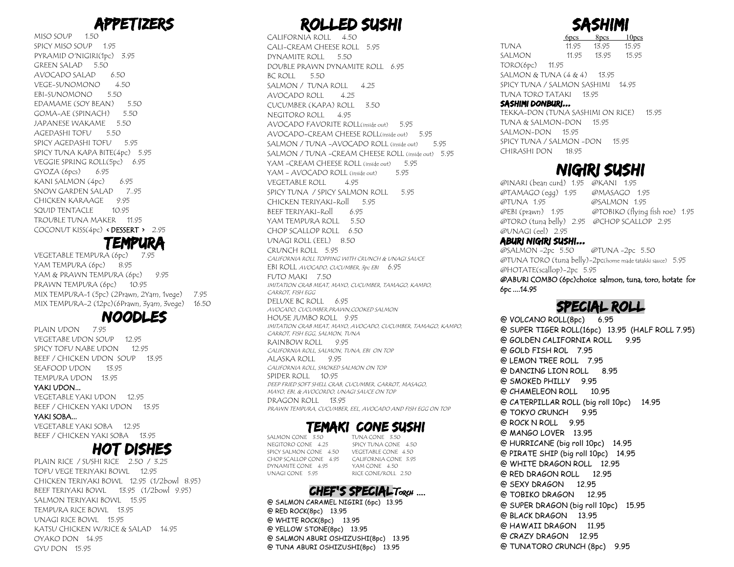# APPETIZERS

MISO SOUP 1.50
SPICY MISO SOUP 1.95
PYRAMID O'NIGIRI(1pc) 3.95
GREEN SALAD 5.50
AVOCADO SALAD 6.50
VEGE-SUNOMONO 4.50
EBI-SUNOMONO 5.50
EDAMAME (SOY BEAN) 5.50
GOMA-AE (SPINACH) 5.50
JAPANESE WAKAME 5.50
AGEDASHI TOFU 5.50
SPICY AGEDASHI TOFU 5.95
SPICY TUNA KAPA BITE(4pc) 5.95
VEGGIE SPRING ROLL(5pc) 6.95
GYOZA (6pcs) 6.95
KANI SALMON (4pc) 6.95
SNOW GARDEN SALAD 7..95
CHICKEN KARAAGE 9.95
SQUID TENTACLE 10.95
TROUBLE TUNA MAKER 11.95
COCONUT KISS(4pc) **< DESSERT >** 2.95

# TEMPURA

VEGETABLE TEMPURA (6pc) 7.95
YAM TEMPURA (6pc) 8.95
YAM & PRAWN TEMPURA (6pc) 9.95
PRAWN TEMPURA (6pc) 10.95
MIX TEMPURA-1 (5pc) (2Prawn, 2Yam, 1vege) 7.95
MIX TEMPURA-2 (12pc)(6Prawn, 3yam, 3vege) 16.50

# NOODLES

PLAIN UDON 7.95
VEGETABE UDON SOUP 12.95
SPICY TOFU NABE UDON 12.95
BEEF / CHICKEN UDON SOUP 13.95
SEAFOOD UDON 13.95
TEMPURA UDON 13.95

**YAKI UDON...**

VEGETABLE YAKI UDON 12.95
BEEF / CHICKEN YAKI UDON 13.95

**YAKI SOBA...**

VEGETABLE YAKI SOBA 12.95
BEEF / CHICKEN YAKI SOBA 13.95

# HOT DISHES

PLAIN RICE / SUSHI RICE 2.50 / 3.25
TOFU VEGE TERIYAKI BOWL 12.95
CHICKEN TERIYAKI BOWL 12.95 (1/2bowl 8.95)
BEEF TERIYAKI BOWL 13.95 (1/2bowl 9.95)
SALMON TERIYAKI BOWL 15.95
TEMPURA RICE BOWL 13.95
UNAGI RICE BOWL 15.95
KATSU CHICKEN W/RICE & SALAD 14.95
OYAKO DON 14.95
GYU DON 15.95

# ROLLED SUSHI

CALIFORNIA ROLL 4.50
CALI-CREAM CHEESE ROLL 5.95
DYNAMITE ROLL 5.50
DOUBLE PRAWN DYNAMITE ROLL 6.95
BC ROLL 5.50
SALMON / TUNA ROLL 4.25
AVOCADO ROLL 4.25
CUCUMBER (KAPA) ROLL 3.50
NEGITORO ROLL 4.95
AVOCADO FAVORITE ROLL(inside out) 5.95
AVOCADO-CREAM CHEESE ROLL(inside out) 5.95
SALMON / TUNA -AVOCADO ROLL (inside out) 5.95
SALMON / TUNA -CREAM CHEESE ROLL (inside out) 5.95
YAM -CREAM CHEESE ROLL (inside out) 5.95
YAM - AVOCADO ROLL (inside out) 5.95
VEGETABLE ROLL 4.95
SPICY TUNA / SPICY SALMON ROLL 5.95
CHICKEN TERIYAKI-Roll 5.95
BEEF TERIYAKI-Roll 6.95
YAM TEMPURA ROLL 5.50
CHOP SCALLOP ROLL 6.50
UNAGI ROLL (EEL) 8.50
CRUNCH ROLL 5.95
*CALIFORNIA ROLL TOPPING WITH CRUNCH & UNAGI SAUCE*
EBI ROLL *AVOCADO, CUCUMBER, 3pc EBI* 6.95
FUTO MAKI 7.50
*IMITATION CRAB MEAT, MAYO, CUCUMBER, TAMAGO, KAMPO, CARROT, FISH EGG*
DELUXE BC ROLL 6.95
*AVOCADO, CUCUMBER,PRAWN,COOKED SALMON*
HOUSE JUMBO ROLL 9.95
*IMITATION CRAB MEAT, MAYO, AVOCADO, CUCUMBER, TAMAGO, KAMPO, CARROT, FISH EGG, SALMON, TUNA*
RAINBOW ROLL 9.95
*CALIFORNIA ROLL, SALMON, TUNA, EBI ON TOP*
ALASKA ROLL 9.95
*CALIFORNIA ROLL, SMOKED SALMON ON TOP*
SPIDER ROLL 10.95
*DEEP FRIED SOFT SHELL CRAB, CUCUMBER, CARROT, MASAGO, MAYO, EBI, & AVOCORDO, UNAGI SAUCE ON TOP*
DRAGON ROLL 13.95
*PRAWN TEMPURA, CUCUMBER, EEL, AVOCADO AND FISH EGG ON TOP*

# TEMAKI CONE SUSHI

SALMON CONE 3.50
TUNA CONE 3.50
NEGITORO CONE 4.25
SPICY TUNA CONE 4.50
SPICY SALMON CONE 4.50
VEGETABLE CONE 4.50
CHOP SCALLOP CONE 4.95
CALIFORNIA CONE 3.95
DYNAMITE CONE 4.95
YAM CONE 4.50
UNAGI CONE 5.95
RICE CONE/ROLL 2.50

# CHEF'S SPECIAL Torch ....

@ SALMON CARAMEL NIGIRI (6pc) 13.95
@ RED ROCK(8pc) 13.95
@ WHITE ROCK(8pc) 13.95
@ YELLOW STONE(8pc) 13.95
@ SALMON ABURI OSHIZUSHI(8pc) 13.95
@ TUNA ABURI OSHIZUSHI(8pc) 13.95

# SASHIMI

| | 6pcs | 8pcs | 10pcs |
|---|---|---|---|
| TUNA | 11.95 | 13.95 | 15.95 |
| SALMON | 11.95 | 13.95 | 15.95 |

TORO(6pc) 11.95
SALMON & TUNA (4 & 4) 13.95
SPICY TUNA / SALMON SASHIMI 14.95
TUNA TORO TATAKI 13.95

**SASHIMI DONBURI...**

TEKKA-DON (TUNA SASHIMI ON RICE) 15.95
TUNA & SALMON-DON 15.95
SALMON-DON 15.95
SPICY TUNA / SALMON -DON 15.95
CHIRASHI DON 18.95

# NIGIRI SUSHI

@INARI (bean curd) 1.95
@KANI 1.95
@TAMAGO (egg) 1.95
@MASAGO 1.95
@TUNA 1.95
@SALMON 1.95
@EBI (prawn) 1.95
@TOBIKO (flying fish roe) 1.95
@TORO (tuna belly) 2.95
@CHOP SCALLOP 2.95
@UNAGI (eel) 2.95

**ABURI NIGIRI SUSHI...**

@SALMON -2pc 5.50
@TUNA -2pc 5.50
@TUNA TORO (tuna belly)-2pc(home made tatakki sauce) 5.95
@HOTATE(scallop)-2pc 5.95
**@ABURI COMBO (6pc)choice salmon, tuna, toro, hotate for 6pc ....14.95**

# SPECIAL ROLL

@ VOLCANO ROLL(8pc) 6.95
@ SUPER TIGER ROLL(16pc) 13.95 (HALF ROLL 7.95)
@ GOLDEN CALIFORNIA ROLL 9.95
@ GOLD FISH ROL 7.95
@ LEMON TREE ROLL 7.95
@ DANCING LION ROLL 8.95
@ SMOKED PHILLY 9.95
@ CHAMELEON ROLL 10.95
@ CATERPILLAR ROLL (big roll 10pc) 14.95
@ TOKYO CRUNCH 9.95
@ ROCK N ROLL 9.95
@ MANGO LOVER 13.95
@ HURRICANE (big roll 10pc) 14.95
@ PIRATE SHIP (big roll 10pc) 14.95
@ WHITE DRAGON ROLL 12.95
@ RED DRAGON ROLL 12.95
@ SEXY DRAGON 12.95
@ TOBIKO DRAGON 12.95
@ SUPER DRAGON (big roll 10pc) 15.95
@ BLACK DRAGON 13.95
@ HAWAII DRAGON 11.95
@ CRAZY DRAGON 12.95
@ TUNATORO CRUNCH (8pc) 9.95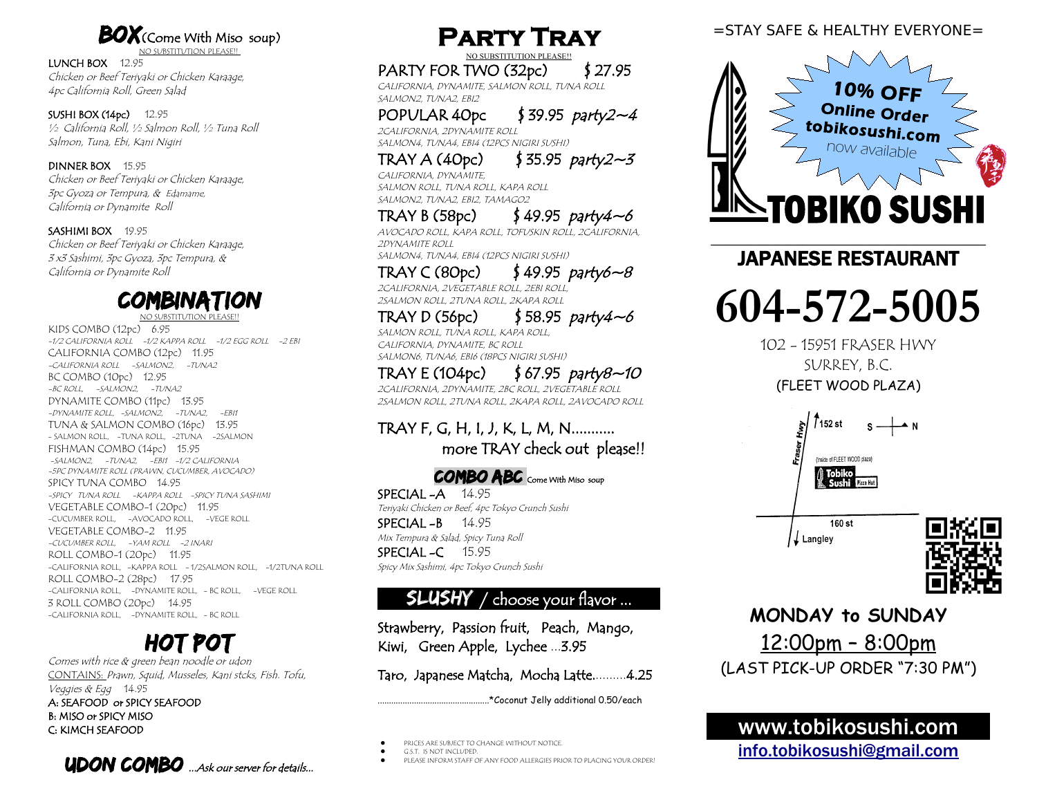# BOX (Come With Miso soup)

NO SUBSTITUTION PLEASE!!

**LUNCH BOX** 12.95
*Chicken or Beef Teriyaki or Chicken Karaage, 4pc California Roll, Green Salad*

**SUSHI BOX (14pc)** 12.95
*½ California Roll, ½ Salmon Roll, ½ Tuna Roll Salmon, Tuna, Ebi, Kani Nigiri*

**DINNER BOX** 15.95
*Chicken or Beef Teriyaki or Chicken Karaage, 3pc Gyoza or Tempura, & Edamame, California or Dynamite Roll*

**SASHIMI BOX** 19.95
*Chicken or Beef Teriyaki or Chicken Karaage, 3 x3 Sashimi, 3pc Gyoza, 3pc Tempura, & California or Dynamite Roll*

# COMBINATION

NO SUBSTITUTION PLEASE!!

KIDS COMBO (12pc) 6.95
-1/2 CALIFORNIA ROLL -1/2 KAPPA ROLL -1/2 EGG ROLL -2 EBI

CALIFORNIA COMBO (12pc) 11.95
-CALIFORNIA ROLL -SALMON2, -TUNA2

BC COMBO (10pc) 12.95
-BC ROLL, -SALMON2, -TUNA2

DYNAMITE COMBO (11pc) 13.95
-DYNAMITE ROLL, -SALMON2, -TUNA2, -EBI1

TUNA & SALMON COMBO (16pc) 13.95
- SALMON ROLL, -TUNA ROLL, -2TUNA -2SALMON

FISHMAN COMBO (14pc) 15.95
-SALMON2, -TUNA2, -EBI1 -1/2 CALIFORNIA
-5PC DYNAMITE ROLL (PRAWN, CUCUMBER, AVOCADO)

SPICY TUNA COMBO 14.95
-SPICY TUNA ROLL -KAPPA ROLL -SPICY TUNA SASHIMI

VEGETABLE COMBO-1 (20pc) 11.95
-CUCUMBER ROLL, -AVOCADO ROLL, -VEGE ROLL

VEGETABLE COMBO-2 11.95
-CUCUMBER ROLL, -YAM ROLL -2 INARI

ROLL COMBO-1 (20pc) 11.95
-CALIFORNIA ROLL, -KAPPA ROLL - 1/2SALMON ROLL, -1/2TUNA ROLL

ROLL COMBO-2 (28pc) 17.95
-CALIFORNIA ROLL, -DYNAMITE ROLL, - BC ROLL, -VEGE ROLL

3 ROLL COMBO (20pc) 14.95
-CALIFORNIA ROLL, -DYNAMITE ROLL, - BC ROLL

# HOT POT

*Comes with rice & green bean noodle or udon*
*CONTAINS: Prawn, Squid, Musseles, Kani stcks, Fish. Tofu, Veggies & Egg* 14.95

A: SEAFOOD or SPICY SEAFOOD
B: MISO or SPICY MISO
C: KIMCH SEAFOOD

# UDON COMBO

*...Ask our server for details...*

# PARTY TRAY

NO SUBSTITUTION PLEASE!!

PARTY FOR TWO (32pc) $ 27.95
*CALIFORNIA, DYNAMITE, SALMON ROLL, TUNA ROLL SALMON2, TUNA2, EBI2*

POPULAR 40pc $ 39.95 *party2~4*
*2CALIFORNIA, 2DYNAMITE ROLL SALMON4, TUNA4, EBI4 (12PCS NIGIRI SUSHI)*

TRAY A (40pc) $ 35.95 *party2~3*
*CALIFORNIA, DYNAMITE, SALMON ROLL, TUNA ROLL, KAPA ROLL SALMON2, TUNA2, EBI2, TAMAGO2*

TRAY B (58pc) $ 49.95 *party4~6*
*AVOCADO ROLL, KAPA ROLL, TOFUSKIN ROLL, 2CALIFORNIA, 2DYNAMITE ROLL SALMON4, TUNA4, EBI4 (12PCS NIGIRI SUSHI)*

TRAY C (80pc) $ 49.95 *party6~8*
*2CALIFORNIA, 2VEGETABLE ROLL, 2EBI ROLL, 2SALMON ROLL, 2TUNA ROLL, 2KAPA ROLL*

TRAY D (56pc) $ 58.95 *party4~6*
*SALMON ROLL, TUNA ROLL, KAPA ROLL, CALIFORNIA, DYNAMITE, BC ROLL SALMON6, TUNA6, EBI6 (18PCS NIGIRI SUSHI)*

TRAY E (104pc) $ 67.95 *party8~10*
*2CALIFORNIA, 2DYNAMITE, 2BC ROLL, 2VEGETABLE ROLL 2SALMON ROLL, 2TUNA ROLL, 2KAPA ROLL, 2AVOCADO ROLL*

TRAY F, G, H, I, J, K, L, M, N...........
more TRAY check out please!!

# COMBO ABC

Come With Miso soup

**SPECIAL -A** 14.95
*Teriyaki Chicken or Beef, 4pc Tokyo Crunch Sushi*

**SPECIAL -B** 14.95
*Mix Tempura & Salad, Spicy Tuna Roll*

**SPECIAL -C** 15.95
*Spicy Mix Sashimi, 4pc Tokyo Crunch Sushi*

# SLUSHY / choose your flavor ...

Strawberry, Passion fruit, Peach, Mango, Kiwi, Green Apple, Lychee ...3.95

Taro, Japanese Matcha, Mocha Latte..........4.25

..............................................*Coconut Jelly additional 0.50/each

- PRICES ARE SUBJECT TO CHANGE WITHOUT NOTICE.
- G.S.T. IS NOT INCLUDED.
- PLEASE INFORM STAFF OF ANY FOOD ALLERGIES PRIOR TO PLACING YOUR ORDER!

=STAY SAFE & HEALTHY EVERYONE=

**10% OFF Online Order tobikosushi.com** now available

# TOBIKO SUSHI

## JAPANESE RESTAURANT

# 604-572-5005

102 - 15951 FRASER HWY
SURREY, B.C.
(FLEET WOOD PLAZA)

152 st
S — N
Fraser Hwy
(inside of FLEET WOOD plaza)
Tobiko Sushi
Pizza Hut
160 st
Langley

**MONDAY to SUNDAY**

12:00pm – 8:00pm

(LAST PICK-UP ORDER "7:30 PM")

**www.tobikosushi.com**

info.tobikosushi@gmail.com